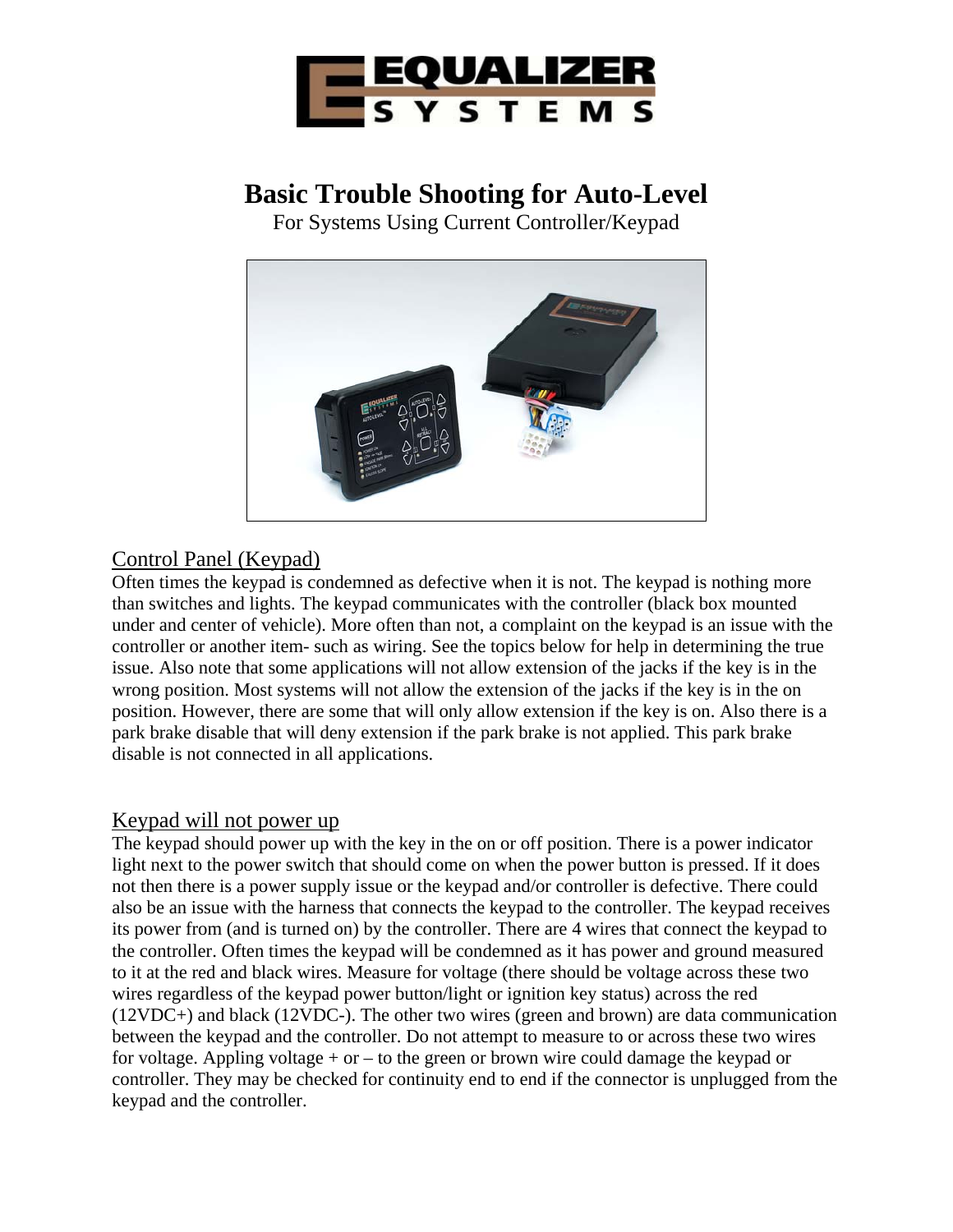# Basic Trouble Shooting for Auto-Level

For Systems Using Current Controller/Keypad

## Control Panel (Keypad)

Often times the keypad is condemned as defective when it is not. The keypad is nothing more than switches and lights. The keypad communicates with the controller (black box mounted under and center of vehicle). More often than not, a complaint on the keypad is an issue with the controller or another item- such as wiring. See the topics below for help in determining the true issue. Also note that some applications will not allow extension of the jacks if the key is in the wrong position. Most systems will not allow the extension of the jacks if the key is in the on position. However, there are some that will only allow extension if the key is on. Also there is a park brake disable that will deny extension if the park brake is not applied. This park brake disable is not connected in all applications.

## Keypad will not power up

The keypad should power up with the key in the on or off position. There is a power indicator light next to the power switch that should come on when the power button is pressed. If it does not then there is a power supply issue or the keypad and/or controller is defective. There could also be an issue with the harness that connects the keypad to the controller. The keypad receives its power from (and is turned on) by the controller. There are 4 wires that connect the keypad to the controller. Often times the keypad will be condemned as it has power and ground measured to it at the red and black wires. Measure for voltage (there should be voltage across these two wires regardless of the keypad power button/light or ignition key status) across the red (12VDC+) and black (12VDC-). The other two wires (green and brown) are data communication between the keypad and the controller. Do not attempt to measure to or across these two wires for voltage. Appling voltage + or – to the green or brown wire could damage the keypad or controller. They may be checked for continuity end to end if the connector is unplugged from the keypad and the controller.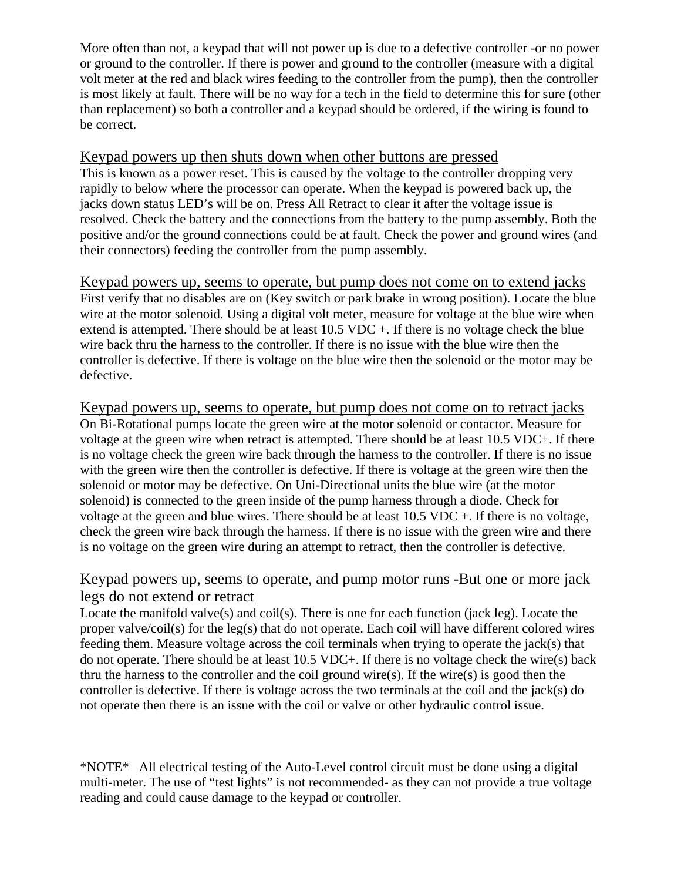More often than not, a keypad that will not power up is due to a defective controller -or no power or ground to the controller. If there is power and ground to the controller (measure with a digital volt meter at the red and black wires feeding to the controller from the pump), then the controller is most likely at fault. There will be no way for a tech in the field to determine this for sure (other than replacement) so both a controller and a keypad should be ordered, if the wiring is found to be correct.

## Keypad powers up then shuts down when other buttons are pressed

This is known as a power reset. This is caused by the voltage to the controller dropping very rapidly to below where the processor can operate. When the keypad is powered back up, the jacks down status LED's will be on. Press All Retract to clear it after the voltage issue is resolved. Check the battery and the connections from the battery to the pump assembly. Both the positive and/or the ground connections could be at fault. Check the power and ground wires (and their connectors) feeding the controller from the pump assembly.

## Keypad powers up, seems to operate, but pump does not come on to extend jacks

First verify that no disables are on (Key switch or park brake in wrong position). Locate the blue wire at the motor solenoid. Using a digital volt meter, measure for voltage at the blue wire when extend is attempted. There should be at least 10.5 VDC +. If there is no voltage check the blue wire back thru the harness to the controller. If there is no issue with the blue wire then the controller is defective. If there is voltage on the blue wire then the solenoid or the motor may be defective.

## Keypad powers up, seems to operate, but pump does not come on to retract jacks

On Bi-Rotational pumps locate the green wire at the motor solenoid or contactor. Measure for voltage at the green wire when retract is attempted. There should be at least 10.5 VDC+. If there is no voltage check the green wire back through the harness to the controller. If there is no issue with the green wire then the controller is defective. If there is voltage at the green wire then the solenoid or motor may be defective. On Uni-Directional units the blue wire (at the motor solenoid) is connected to the green inside of the pump harness through a diode. Check for voltage at the green and blue wires. There should be at least 10.5 VDC +. If there is no voltage, check the green wire back through the harness. If there is no issue with the green wire and there is no voltage on the green wire during an attempt to retract, then the controller is defective.

## Keypad powers up, seems to operate, and pump motor runs -But one or more jack legs do not extend or retract

Locate the manifold valve(s) and coil(s). There is one for each function (jack leg). Locate the proper valve/coil(s) for the leg(s) that do not operate. Each coil will have different colored wires feeding them. Measure voltage across the coil terminals when trying to operate the jack(s) that do not operate. There should be at least 10.5 VDC+. If there is no voltage check the wire(s) back thru the harness to the controller and the coil ground wire(s). If the wire(s) is good then the controller is defective. If there is voltage across the two terminals at the coil and the jack(s) do not operate then there is an issue with the coil or valve or other hydraulic control issue.

*NOTE* All electrical testing of the Auto-Level control circuit must be done using a digital multi-meter. The use of "test lights" is not recommended- as they can not provide a true voltage reading and could cause damage to the keypad or controller.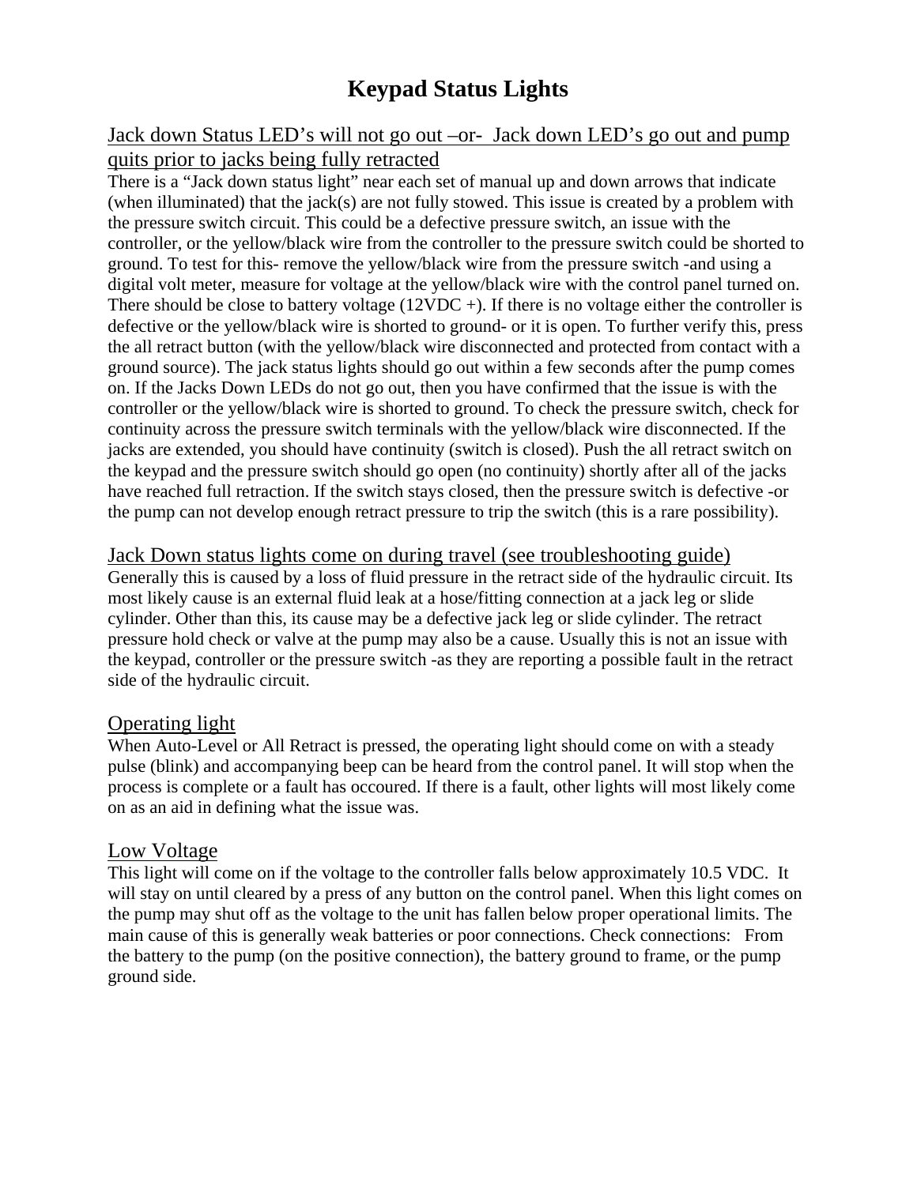# Keypad Status Lights

## Jack down Status LED's will not go out –or- Jack down LED's go out and pump quits prior to jacks being fully retracted

There is a "Jack down status light" near each set of manual up and down arrows that indicate (when illuminated) that the jack(s) are not fully stowed. This issue is created by a problem with the pressure switch circuit. This could be a defective pressure switch, an issue with the controller, or the yellow/black wire from the controller to the pressure switch could be shorted to ground. To test for this- remove the yellow/black wire from the pressure switch -and using a digital volt meter, measure for voltage at the yellow/black wire with the control panel turned on. There should be close to battery voltage (12VDC +). If there is no voltage either the controller is defective or the yellow/black wire is shorted to ground- or it is open. To further verify this, press the all retract button (with the yellow/black wire disconnected and protected from contact with a ground source). The jack status lights should go out within a few seconds after the pump comes on. If the Jacks Down LEDs do not go out, then you have confirmed that the issue is with the controller or the yellow/black wire is shorted to ground. To check the pressure switch, check for continuity across the pressure switch terminals with the yellow/black wire disconnected. If the jacks are extended, you should have continuity (switch is closed). Push the all retract switch on the keypad and the pressure switch should go open (no continuity) shortly after all of the jacks have reached full retraction. If the switch stays closed, then the pressure switch is defective -or the pump can not develop enough retract pressure to trip the switch (this is a rare possibility).

## Jack Down status lights come on during travel (see troubleshooting guide)

Generally this is caused by a loss of fluid pressure in the retract side of the hydraulic circuit. Its most likely cause is an external fluid leak at a hose/fitting connection at a jack leg or slide cylinder. Other than this, its cause may be a defective jack leg or slide cylinder. The retract pressure hold check or valve at the pump may also be a cause. Usually this is not an issue with the keypad, controller or the pressure switch -as they are reporting a possible fault in the retract side of the hydraulic circuit.

## Operating light

When Auto-Level or All Retract is pressed, the operating light should come on with a steady pulse (blink) and accompanying beep can be heard from the control panel. It will stop when the process is complete or a fault has occoured. If there is a fault, other lights will most likely come on as an aid in defining what the issue was.

## Low Voltage

This light will come on if the voltage to the controller falls below approximately 10.5 VDC. It will stay on until cleared by a press of any button on the control panel. When this light comes on the pump may shut off as the voltage to the unit has fallen below proper operational limits. The main cause of this is generally weak batteries or poor connections. Check connections: From the battery to the pump (on the positive connection), the battery ground to frame, or the pump ground side.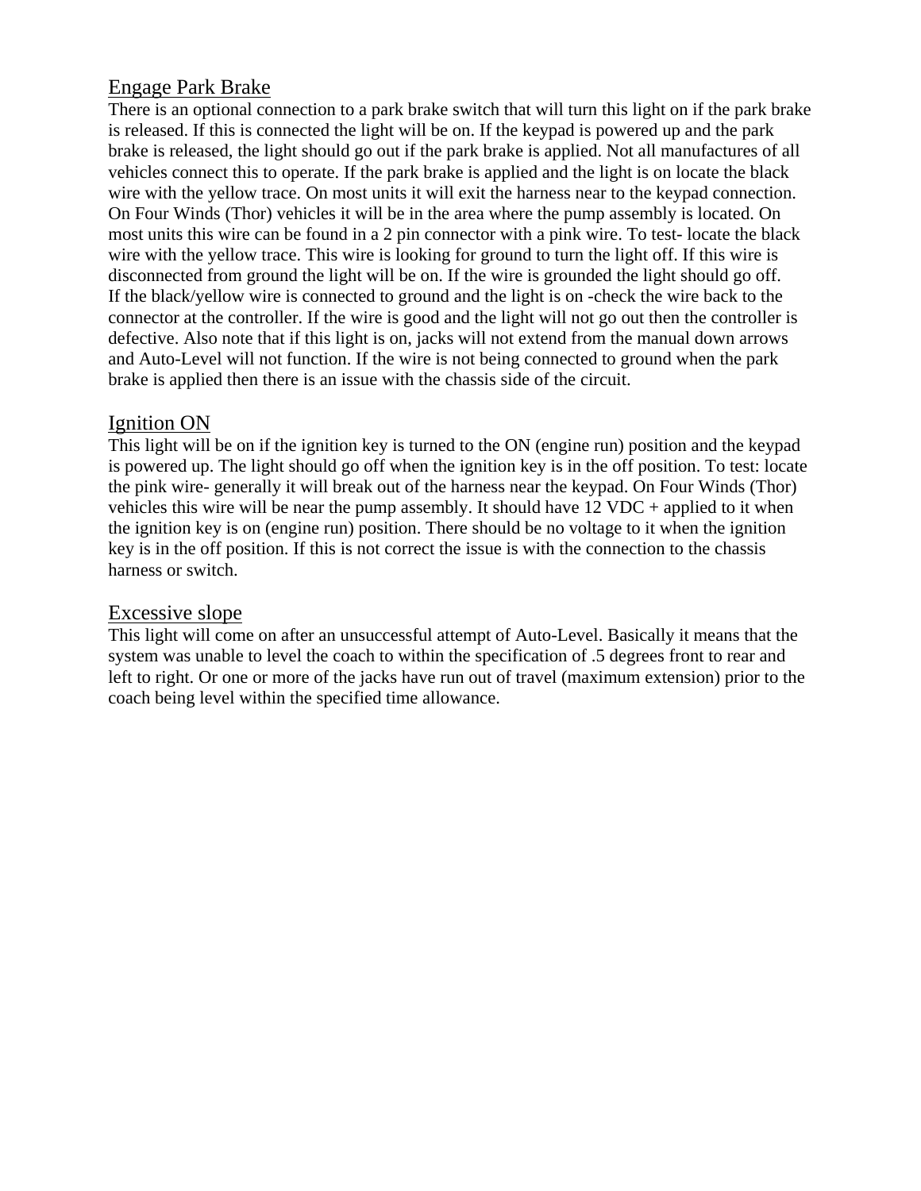## Engage Park Brake

There is an optional connection to a park brake switch that will turn this light on if the park brake is released. If this is connected the light will be on. If the keypad is powered up and the park brake is released, the light should go out if the park brake is applied. Not all manufactures of all vehicles connect this to operate. If the park brake is applied and the light is on locate the black wire with the yellow trace. On most units it will exit the harness near to the keypad connection. On Four Winds (Thor) vehicles it will be in the area where the pump assembly is located. On most units this wire can be found in a 2 pin connector with a pink wire. To test- locate the black wire with the yellow trace. This wire is looking for ground to turn the light off. If this wire is disconnected from ground the light will be on. If the wire is grounded the light should go off. If the black/yellow wire is connected to ground and the light is on -check the wire back to the connector at the controller. If the wire is good and the light will not go out then the controller is defective. Also note that if this light is on, jacks will not extend from the manual down arrows and Auto-Level will not function. If the wire is not being connected to ground when the park brake is applied then there is an issue with the chassis side of the circuit.

## Ignition ON

This light will be on if the ignition key is turned to the ON (engine run) position and the keypad is powered up. The light should go off when the ignition key is in the off position. To test: locate the pink wire- generally it will break out of the harness near the keypad. On Four Winds (Thor) vehicles this wire will be near the pump assembly. It should have 12 VDC + applied to it when the ignition key is on (engine run) position. There should be no voltage to it when the ignition key is in the off position. If this is not correct the issue is with the connection to the chassis harness or switch.

## Excessive slope

This light will come on after an unsuccessful attempt of Auto-Level. Basically it means that the system was unable to level the coach to within the specification of .5 degrees front to rear and left to right. Or one or more of the jacks have run out of travel (maximum extension) prior to the coach being level within the specified time allowance.